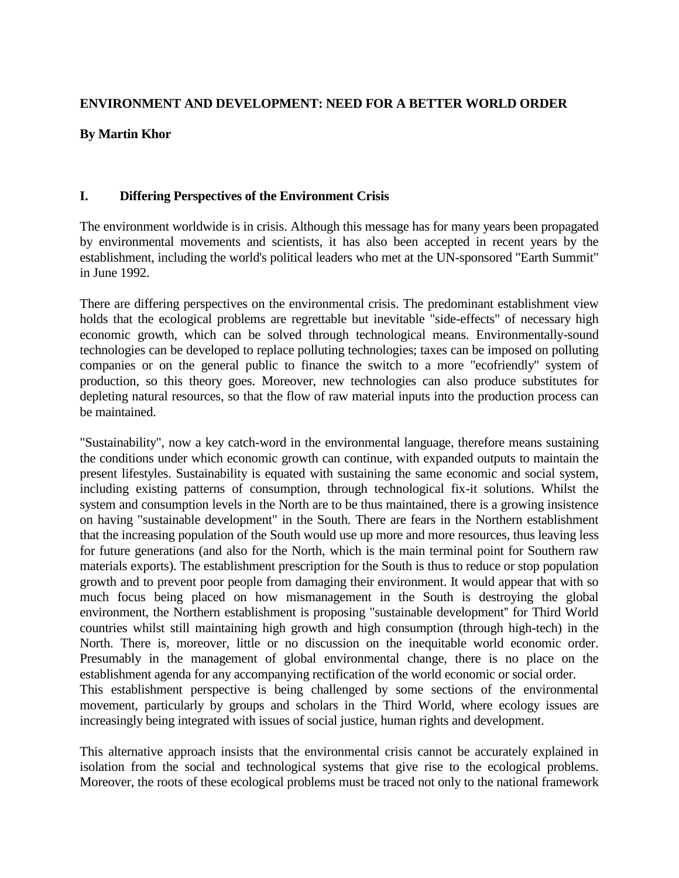# ENVIRONMENT AND DEVELOPMENT: NEED FOR A BETTER WORLD ORDER

**By Martin Khor**

## I. Differing Perspectives of the Environment Crisis

The environment worldwide is in crisis. Although this message has for many years been propagated by environmental movements and scientists, it has also been accepted in recent years by the establishment, including the world's political leaders who met at the UN-sponsored "Earth Summit" in June 1992.

There are differing perspectives on the environmental crisis. The predominant establishment view holds that the ecological problems are regrettable but inevitable "side-effects" of necessary high economic growth, which can be solved through technological means. Environmentally-sound technologies can be developed to replace polluting technologies; taxes can be imposed on polluting companies or on the general public to finance the switch to a more "ecofriendly" system of production, so this theory goes. Moreover, new technologies can also produce substitutes for depleting natural resources, so that the flow of raw material inputs into the production process can be maintained.

"Sustainability", now a key catch-word in the environmental language, therefore means sustaining the conditions under which economic growth can continue, with expanded outputs to maintain the present lifestyles. Sustainability is equated with sustaining the same economic and social system, including existing patterns of consumption, through technological fix-it solutions. Whilst the system and consumption levels in the North are to be thus maintained, there is a growing insistence on having "sustainable development" in the South. There are fears in the Northern establishment that the increasing population of the South would use up more and more resources, thus leaving less for future generations (and also for the North, which is the main terminal point for Southern raw materials exports). The establishment prescription for the South is thus to reduce or stop population growth and to prevent poor people from damaging their environment. It would appear that with so much focus being placed on how mismanagement in the South is destroying the global environment, the Northern establishment is proposing "sustainable development" for Third World countries whilst still maintaining high growth and high consumption (through high-tech) in the North. There is, moreover, little or no discussion on the inequitable world economic order. Presumably in the management of global environmental change, there is no place on the establishment agenda for any accompanying rectification of the world economic or social order.
This establishment perspective is being challenged by some sections of the environmental movement, particularly by groups and scholars in the Third World, where ecology issues are increasingly being integrated with issues of social justice, human rights and development.

This alternative approach insists that the environmental crisis cannot be accurately explained in isolation from the social and technological systems that give rise to the ecological problems. Moreover, the roots of these ecological problems must be traced not only to the national framework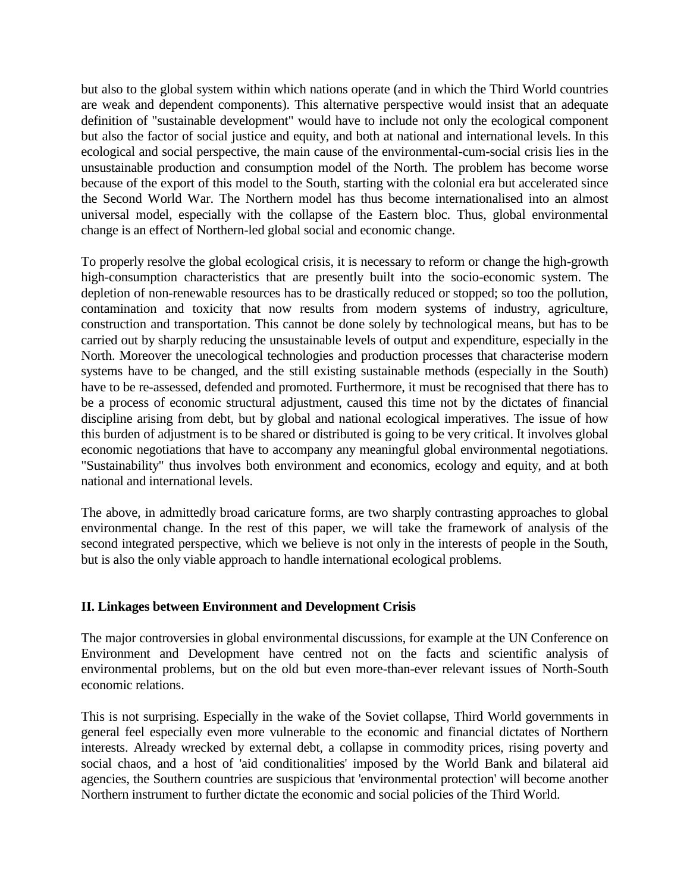but also to the global system within which nations operate (and in which the Third World countries are weak and dependent components). This alternative perspective would insist that an adequate definition of "sustainable development" would have to include not only the ecological component but also the factor of social justice and equity, and both at national and international levels. In this ecological and social perspective, the main cause of the environmental-cum-social crisis lies in the unsustainable production and consumption model of the North. The problem has become worse because of the export of this model to the South, starting with the colonial era but accelerated since the Second World War. The Northern model has thus become internationalised into an almost universal model, especially with the collapse of the Eastern bloc. Thus, global environmental change is an effect of Northern-led global social and economic change.

To properly resolve the global ecological crisis, it is necessary to reform or change the high-growth high-consumption characteristics that are presently built into the socio-economic system. The depletion of non-renewable resources has to be drastically reduced or stopped; so too the pollution, contamination and toxicity that now results from modern systems of industry, agriculture, construction and transportation. This cannot be done solely by technological means, but has to be carried out by sharply reducing the unsustainable levels of output and expenditure, especially in the North. Moreover the unecological technologies and production processes that characterise modern systems have to be changed, and the still existing sustainable methods (especially in the South) have to be re-assessed, defended and promoted. Furthermore, it must be recognised that there has to be a process of economic structural adjustment, caused this time not by the dictates of financial discipline arising from debt, but by global and national ecological imperatives. The issue of how this burden of adjustment is to be shared or distributed is going to be very critical. It involves global economic negotiations that have to accompany any meaningful global environmental negotiations. "Sustainability" thus involves both environment and economics, ecology and equity, and at both national and international levels.

The above, in admittedly broad caricature forms, are two sharply contrasting approaches to global environmental change. In the rest of this paper, we will take the framework of analysis of the second integrated perspective, which we believe is not only in the interests of people in the South, but is also the only viable approach to handle international ecological problems.

## II. Linkages between Environment and Development Crisis

The major controversies in global environmental discussions, for example at the UN Conference on Environment and Development have centred not on the facts and scientific analysis of environmental problems, but on the old but even more-than-ever relevant issues of North-South economic relations.

This is not surprising. Especially in the wake of the Soviet collapse, Third World governments in general feel especially even more vulnerable to the economic and financial dictates of Northern interests. Already wrecked by external debt, a collapse in commodity prices, rising poverty and social chaos, and a host of 'aid conditionalities' imposed by the World Bank and bilateral aid agencies, the Southern countries are suspicious that 'environmental protection' will become another Northern instrument to further dictate the economic and social policies of the Third World.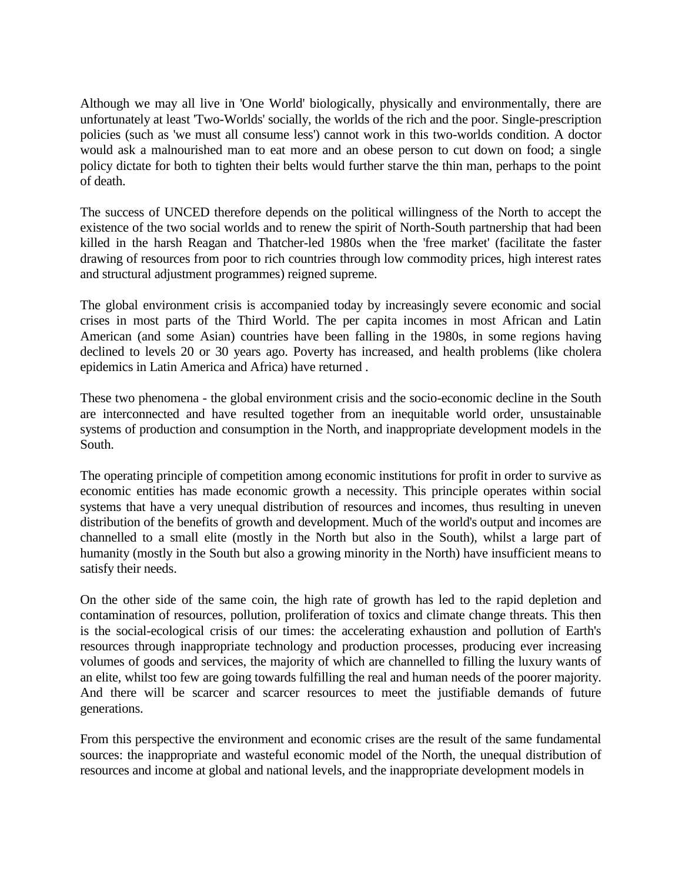Although we may all live in 'One World' biologically, physically and environmentally, there are unfortunately at least 'Two-Worlds' socially, the worlds of the rich and the poor. Single-prescription policies (such as 'we must all consume less') cannot work in this two-worlds condition. A doctor would ask a malnourished man to eat more and an obese person to cut down on food; a single policy dictate for both to tighten their belts would further starve the thin man, perhaps to the point of death.

The success of UNCED therefore depends on the political willingness of the North to accept the existence of the two social worlds and to renew the spirit of North-South partnership that had been killed in the harsh Reagan and Thatcher-led 1980s when the 'free market' (facilitate the faster drawing of resources from poor to rich countries through low commodity prices, high interest rates and structural adjustment programmes) reigned supreme.

The global environment crisis is accompanied today by increasingly severe economic and social crises in most parts of the Third World. The per capita incomes in most African and Latin American (and some Asian) countries have been falling in the 1980s, in some regions having declined to levels 20 or 30 years ago. Poverty has increased, and health problems (like cholera epidemics in Latin America and Africa) have returned .

These two phenomena - the global environment crisis and the socio-economic decline in the South are interconnected and have resulted together from an inequitable world order, unsustainable systems of production and consumption in the North, and inappropriate development models in the South.

The operating principle of competition among economic institutions for profit in order to survive as economic entities has made economic growth a necessity. This principle operates within social systems that have a very unequal distribution of resources and incomes, thus resulting in uneven distribution of the benefits of growth and development. Much of the world's output and incomes are channelled to a small elite (mostly in the North but also in the South), whilst a large part of humanity (mostly in the South but also a growing minority in the North) have insufficient means to satisfy their needs.

On the other side of the same coin, the high rate of growth has led to the rapid depletion and contamination of resources, pollution, proliferation of toxics and climate change threats. This then is the social-ecological crisis of our times: the accelerating exhaustion and pollution of Earth's resources through inappropriate technology and production processes, producing ever increasing volumes of goods and services, the majority of which are channelled to filling the luxury wants of an elite, whilst too few are going towards fulfilling the real and human needs of the poorer majority. And there will be scarcer and scarcer resources to meet the justifiable demands of future generations.

From this perspective the environment and economic crises are the result of the same fundamental sources: the inappropriate and wasteful economic model of the North, the unequal distribution of resources and income at global and national levels, and the inappropriate development models in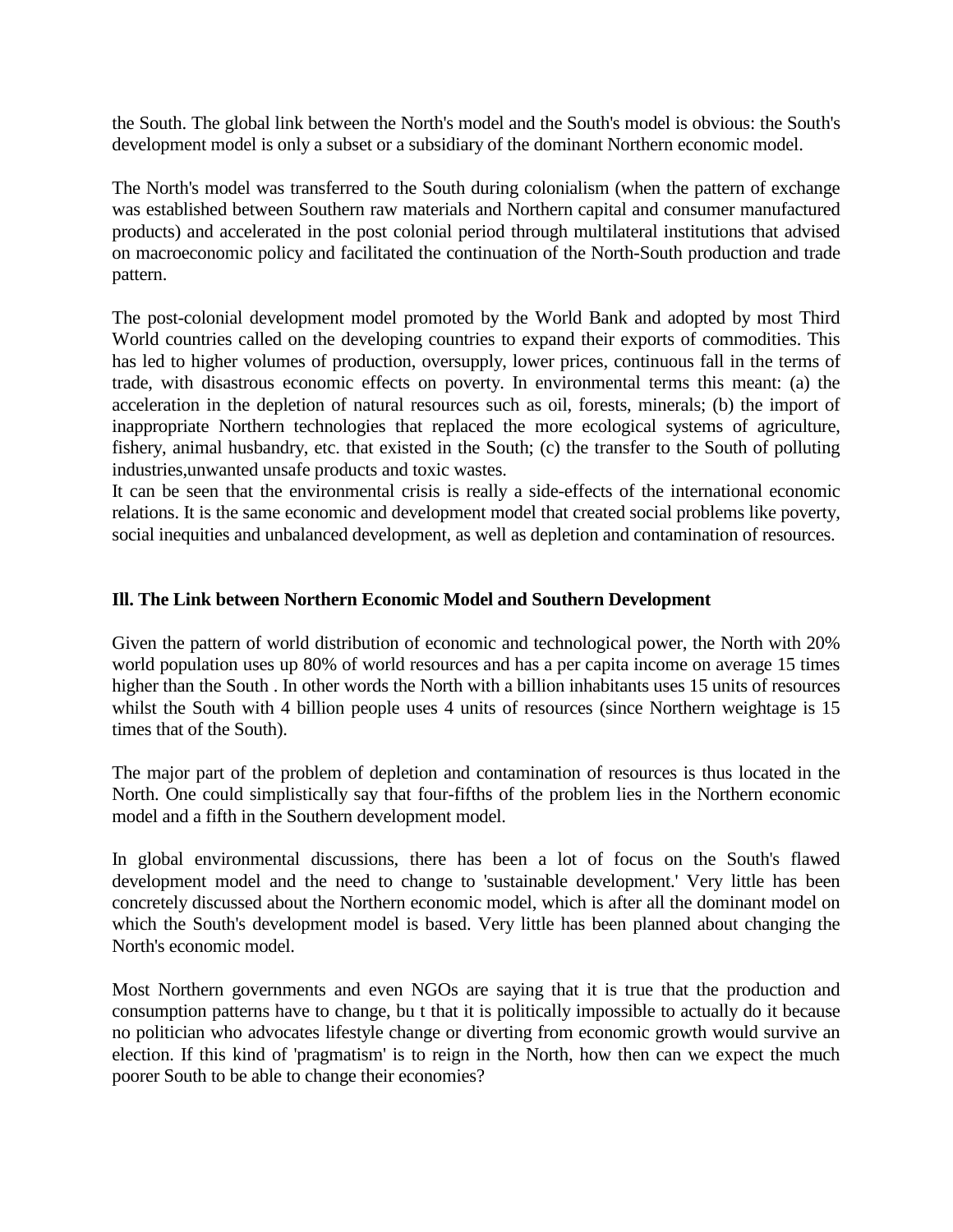the South. The global link between the North's model and the South's model is obvious: the South's development model is only a subset or a subsidiary of the dominant Northern economic model.

The North's model was transferred to the South during colonialism (when the pattern of exchange was established between Southern raw materials and Northern capital and consumer manufactured products) and accelerated in the post colonial period through multilateral institutions that advised on macroeconomic policy and facilitated the continuation of the North-South production and trade pattern.

The post-colonial development model promoted by the World Bank and adopted by most Third World countries called on the developing countries to expand their exports of commodities. This has led to higher volumes of production, oversupply, lower prices, continuous fall in the terms of trade, with disastrous economic effects on poverty. In environmental terms this meant: (a) the acceleration in the depletion of natural resources such as oil, forests, minerals; (b) the import of inappropriate Northern technologies that replaced the more ecological systems of agriculture, fishery, animal husbandry, etc. that existed in the South; (c) the transfer to the South of polluting industries,unwanted unsafe products and toxic wastes.
It can be seen that the environmental crisis is really a side-effects of the international economic relations. It is the same economic and development model that created social problems like poverty, social inequities and unbalanced development, as well as depletion and contamination of resources.

**Ill. The Link between Northern Economic Model and Southern Development**

Given the pattern of world distribution of economic and technological power, the North with 20% world population uses up 80% of world resources and has a per capita income on average 15 times higher than the South . In other words the North with a billion inhabitants uses 15 units of resources whilst the South with 4 billion people uses 4 units of resources (since Northern weightage is 15 times that of the South).

The major part of the problem of depletion and contamination of resources is thus located in the North. One could simplistically say that four-fifths of the problem lies in the Northern economic model and a fifth in the Southern development model.

In global environmental discussions, there has been a lot of focus on the South's flawed development model and the need to change to 'sustainable development.' Very little has been concretely discussed about the Northern economic model, which is after all the dominant model on which the South's development model is based. Very little has been planned about changing the North's economic model.

Most Northern governments and even NGOs are saying that it is true that the production and consumption patterns have to change, bu t that it is politically impossible to actually do it because no politician who advocates lifestyle change or diverting from economic growth would survive an election. If this kind of 'pragmatism' is to reign in the North, how then can we expect the much poorer South to be able to change their economies?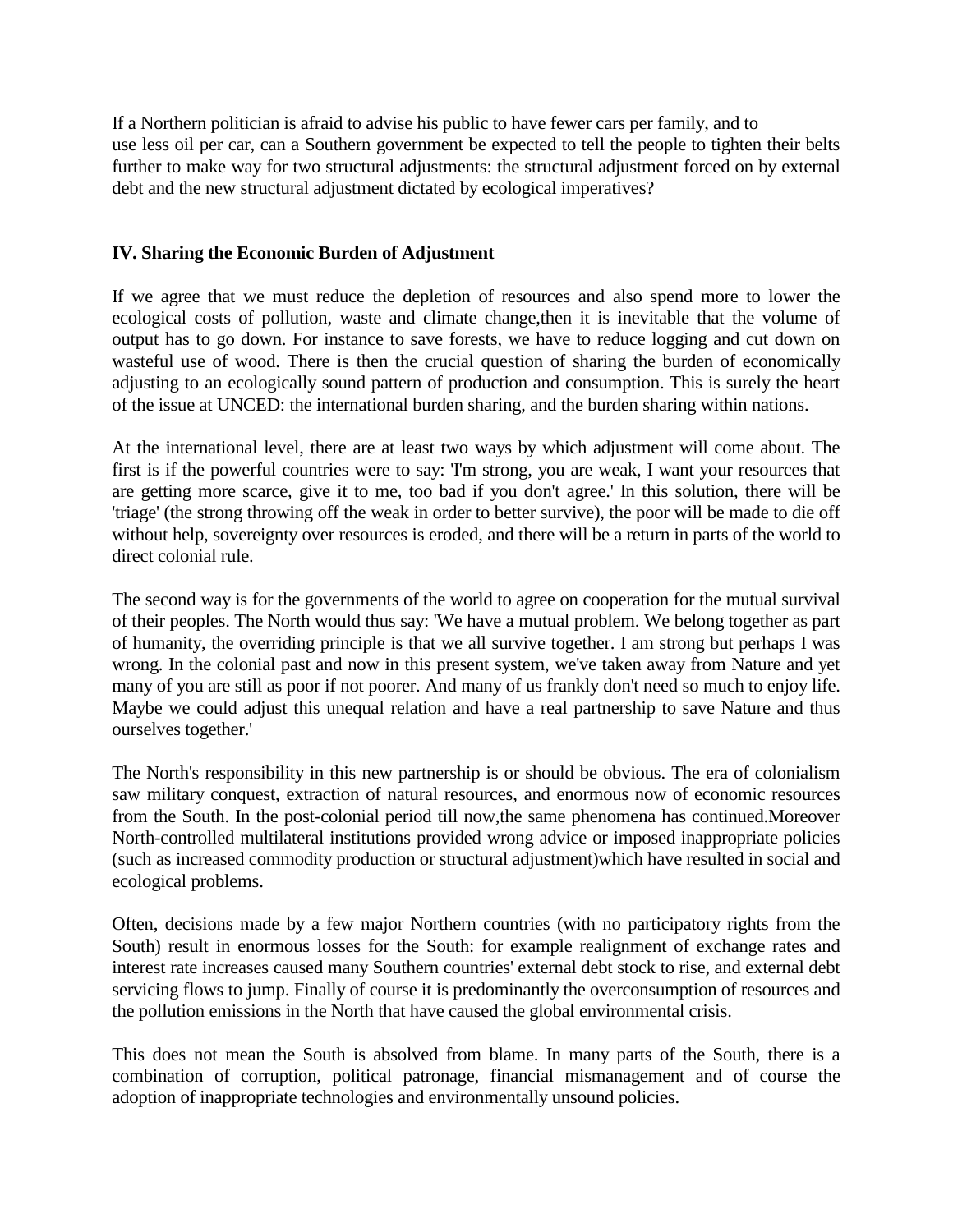If a Northern politician is afraid to advise his public to have fewer cars per family, and to use less oil per car, can a Southern government be expected to tell the people to tighten their belts further to make way for two structural adjustments: the structural adjustment forced on by external debt and the new structural adjustment dictated by ecological imperatives?

## IV. Sharing the Economic Burden of Adjustment

If we agree that we must reduce the depletion of resources and also spend more to lower the ecological costs of pollution, waste and climate change,then it is inevitable that the volume of output has to go down. For instance to save forests, we have to reduce logging and cut down on wasteful use of wood. There is then the crucial question of sharing the burden of economically adjusting to an ecologically sound pattern of production and consumption. This is surely the heart of the issue at UNCED: the international burden sharing, and the burden sharing within nations.

At the international level, there are at least two ways by which adjustment will come about. The first is if the powerful countries were to say: 'I'm strong, you are weak, I want your resources that are getting more scarce, give it to me, too bad if you don't agree.' In this solution, there will be 'triage' (the strong throwing off the weak in order to better survive), the poor will be made to die off without help, sovereignty over resources is eroded, and there will be a return in parts of the world to direct colonial rule.

The second way is for the governments of the world to agree on cooperation for the mutual survival of their peoples. The North would thus say: 'We have a mutual problem. We belong together as part of humanity, the overriding principle is that we all survive together. I am strong but perhaps I was wrong. In the colonial past and now in this present system, we've taken away from Nature and yet many of you are still as poor if not poorer. And many of us frankly don't need so much to enjoy life. Maybe we could adjust this unequal relation and have a real partnership to save Nature and thus ourselves together.'

The North's responsibility in this new partnership is or should be obvious. The era of colonialism saw military conquest, extraction of natural resources, and enormous now of economic resources from the South. In the post-colonial period till now,the same phenomena has continued.Moreover North-controlled multilateral institutions provided wrong advice or imposed inappropriate policies (such as increased commodity production or structural adjustment)which have resulted in social and ecological problems.

Often, decisions made by a few major Northern countries (with no participatory rights from the South) result in enormous losses for the South: for example realignment of exchange rates and interest rate increases caused many Southern countries' external debt stock to rise, and external debt servicing flows to jump. Finally of course it is predominantly the overconsumption of resources and the pollution emissions in the North that have caused the global environmental crisis.

This does not mean the South is absolved from blame. In many parts of the South, there is a combination of corruption, political patronage, financial mismanagement and of course the adoption of inappropriate technologies and environmentally unsound policies.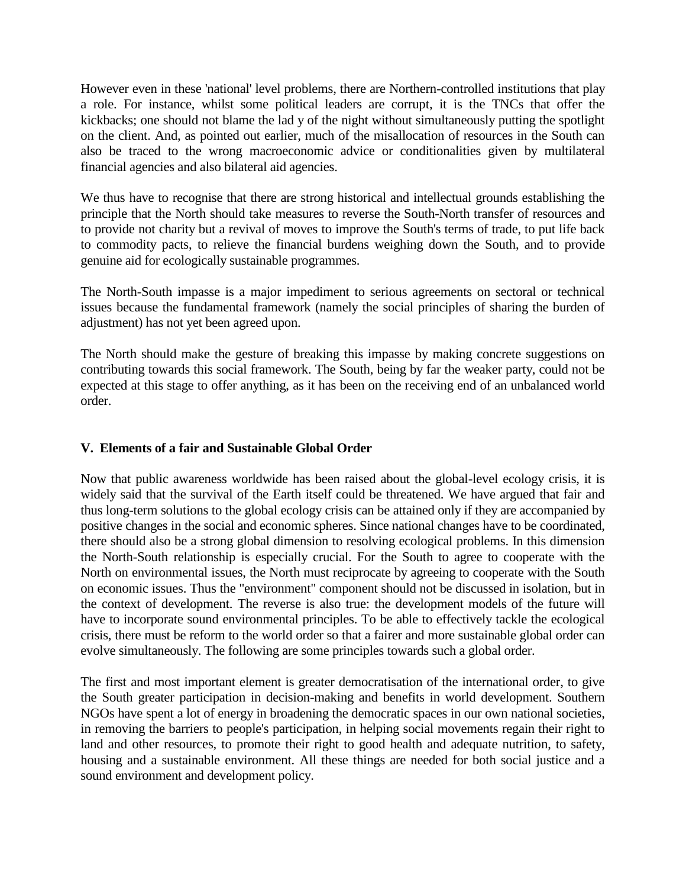However even in these 'national' level problems, there are Northern-controlled institutions that play a role. For instance, whilst some political leaders are corrupt, it is the TNCs that offer the kickbacks; one should not blame the lad y of the night without simultaneously putting the spotlight on the client. And, as pointed out earlier, much of the misallocation of resources in the South can also be traced to the wrong macroeconomic advice or conditionalities given by multilateral financial agencies and also bilateral aid agencies.

We thus have to recognise that there are strong historical and intellectual grounds establishing the principle that the North should take measures to reverse the South-North transfer of resources and to provide not charity but a revival of moves to improve the South's terms of trade, to put life back to commodity pacts, to relieve the financial burdens weighing down the South, and to provide genuine aid for ecologically sustainable programmes.

The North-South impasse is a major impediment to serious agreements on sectoral or technical issues because the fundamental framework (namely the social principles of sharing the burden of adjustment) has not yet been agreed upon.

The North should make the gesture of breaking this impasse by making concrete suggestions on contributing towards this social framework. The South, being by far the weaker party, could not be expected at this stage to offer anything, as it has been on the receiving end of an unbalanced world order.

## V. Elements of a fair and Sustainable Global Order

Now that public awareness worldwide has been raised about the global-level ecology crisis, it is widely said that the survival of the Earth itself could be threatened. We have argued that fair and thus long-term solutions to the global ecology crisis can be attained only if they are accompanied by positive changes in the social and economic spheres. Since national changes have to be coordinated, there should also be a strong global dimension to resolving ecological problems. In this dimension the North-South relationship is especially crucial. For the South to agree to cooperate with the North on environmental issues, the North must reciprocate by agreeing to cooperate with the South on economic issues. Thus the "environment" component should not be discussed in isolation, but in the context of development. The reverse is also true: the development models of the future will have to incorporate sound environmental principles. To be able to effectively tackle the ecological crisis, there must be reform to the world order so that a fairer and more sustainable global order can evolve simultaneously. The following are some principles towards such a global order.

The first and most important element is greater democratisation of the international order, to give the South greater participation in decision-making and benefits in world development. Southern NGOs have spent a lot of energy in broadening the democratic spaces in our own national societies, in removing the barriers to people's participation, in helping social movements regain their right to land and other resources, to promote their right to good health and adequate nutrition, to safety, housing and a sustainable environment. All these things are needed for both social justice and a sound environment and development policy.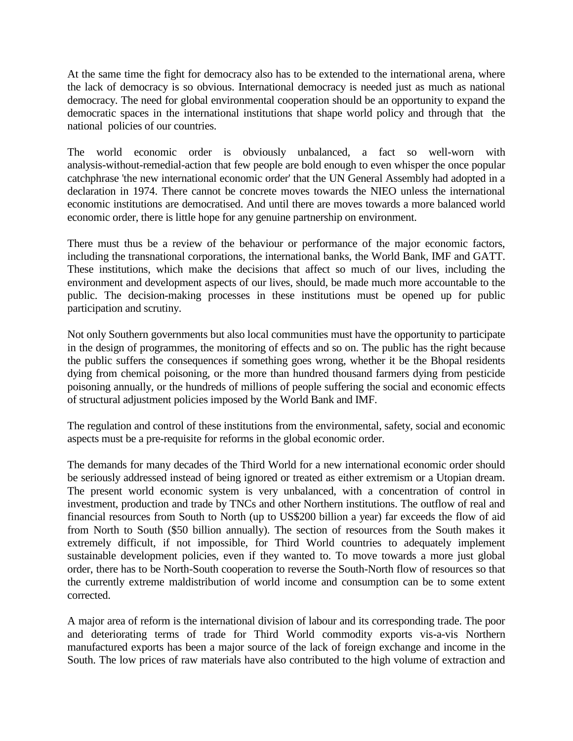At the same time the fight for democracy also has to be extended to the international arena, where the lack of democracy is so obvious. International democracy is needed just as much as national democracy. The need for global environmental cooperation should be an opportunity to expand the democratic spaces in the international institutions that shape world policy and through that the national policies of our countries.

The world economic order is obviously unbalanced, a fact so well-worn with analysis-without-remedial-action that few people are bold enough to even whisper the once popular catchphrase 'the new international economic order' that the UN General Assembly had adopted in a declaration in 1974. There cannot be concrete moves towards the NIEO unless the international economic institutions are democratised. And until there are moves towards a more balanced world economic order, there is little hope for any genuine partnership on environment.

There must thus be a review of the behaviour or performance of the major economic factors, including the transnational corporations, the international banks, the World Bank, IMF and GATT. These institutions, which make the decisions that affect so much of our lives, including the environment and development aspects of our lives, should, be made much more accountable to the public. The decision-making processes in these institutions must be opened up for public participation and scrutiny.

Not only Southern governments but also local communities must have the opportunity to participate in the design of programmes, the monitoring of effects and so on. The public has the right because the public suffers the consequences if something goes wrong, whether it be the Bhopal residents dying from chemical poisoning, or the more than hundred thousand farmers dying from pesticide poisoning annually, or the hundreds of millions of people suffering the social and economic effects of structural adjustment policies imposed by the World Bank and IMF.

The regulation and control of these institutions from the environmental, safety, social and economic aspects must be a pre-requisite for reforms in the global economic order.

The demands for many decades of the Third World for a new international economic order should be seriously addressed instead of being ignored or treated as either extremism or a Utopian dream. The present world economic system is very unbalanced, with a concentration of control in investment, production and trade by TNCs and other Northern institutions. The outflow of real and financial resources from South to North (up to US$200 billion a year) far exceeds the flow of aid from North to South ($50 billion annually). The section of resources from the South makes it extremely difficult, if not impossible, for Third World countries to adequately implement sustainable development policies, even if they wanted to. To move towards a more just global order, there has to be North-South cooperation to reverse the South-North flow of resources so that the currently extreme maldistribution of world income and consumption can be to some extent corrected.

A major area of reform is the international division of labour and its corresponding trade. The poor and deteriorating terms of trade for Third World commodity exports vis-a-vis Northern manufactured exports has been a major source of the lack of foreign exchange and income in the South. The low prices of raw materials have also contributed to the high volume of extraction and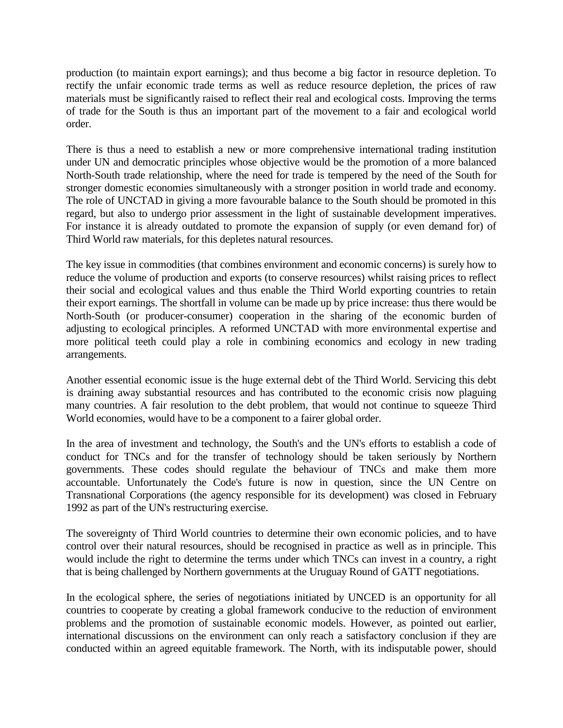production (to maintain export earnings); and thus become a big factor in resource depletion. To rectify the unfair economic trade terms as well as reduce resource depletion, the prices of raw materials must be significantly raised to reflect their real and ecological costs. Improving the terms of trade for the South is thus an important part of the movement to a fair and ecological world order.

There is thus a need to establish a new or more comprehensive international trading institution under UN and democratic principles whose objective would be the promotion of a more balanced North-South trade relationship, where the need for trade is tempered by the need of the South for stronger domestic economies simultaneously with a stronger position in world trade and economy. The role of UNCTAD in giving a more favourable balance to the South should be promoted in this regard, but also to undergo prior assessment in the light of sustainable development imperatives. For instance it is already outdated to promote the expansion of supply (or even demand for) of Third World raw materials, for this depletes natural resources.

The key issue in commodities (that combines environment and economic concerns) is surely how to reduce the volume of production and exports (to conserve resources) whilst raising prices to reflect their social and ecological values and thus enable the Third World exporting countries to retain their export earnings. The shortfall in volume can be made up by price increase: thus there would be North-South (or producer-consumer) cooperation in the sharing of the economic burden of adjusting to ecological principles. A reformed UNCTAD with more environmental expertise and more political teeth could play a role in combining economics and ecology in new trading arrangements.

Another essential economic issue is the huge external debt of the Third World. Servicing this debt is draining away substantial resources and has contributed to the economic crisis now plaguing many countries. A fair resolution to the debt problem, that would not continue to squeeze Third World economies, would have to be a component to a fairer global order.

In the area of investment and technology, the South's and the UN's efforts to establish a code of conduct for TNCs and for the transfer of technology should be taken seriously by Northern governments. These codes should regulate the behaviour of TNCs and make them more accountable. Unfortunately the Code's future is now in question, since the UN Centre on Transnational Corporations (the agency responsible for its development) was closed in February 1992 as part of the UN's restructuring exercise.

The sovereignty of Third World countries to determine their own economic policies, and to have control over their natural resources, should be recognised in practice as well as in principle. This would include the right to determine the terms under which TNCs can invest in a country, a right that is being challenged by Northern governments at the Uruguay Round of GATT negotiations.

In the ecological sphere, the series of negotiations initiated by UNCED is an opportunity for all countries to cooperate by creating a global framework conducive to the reduction of environment problems and the promotion of sustainable economic models. However, as pointed out earlier, international discussions on the environment can only reach a satisfactory conclusion if they are conducted within an agreed equitable framework. The North, with its indisputable power, should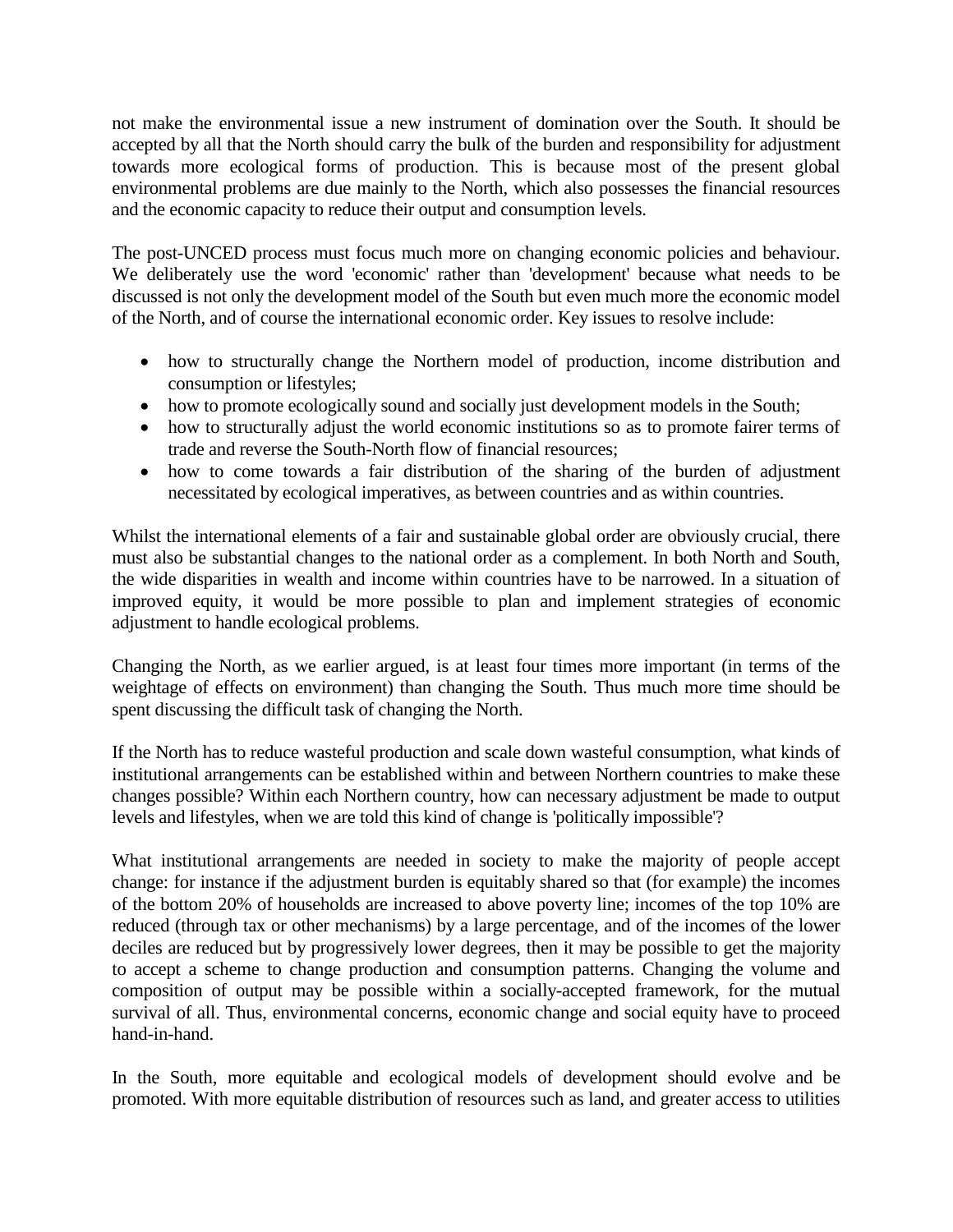not make the environmental issue a new instrument of domination over the South. It should be accepted by all that the North should carry the bulk of the burden and responsibility for adjustment towards more ecological forms of production. This is because most of the present global environmental problems are due mainly to the North, which also possesses the financial resources and the economic capacity to reduce their output and consumption levels.

The post-UNCED process must focus much more on changing economic policies and behaviour. We deliberately use the word 'economic' rather than 'development' because what needs to be discussed is not only the development model of the South but even much more the economic model of the North, and of course the international economic order. Key issues to resolve include:

- how to structurally change the Northern model of production, income distribution and consumption or lifestyles;
- how to promote ecologically sound and socially just development models in the South;
- how to structurally adjust the world economic institutions so as to promote fairer terms of trade and reverse the South-North flow of financial resources;
- how to come towards a fair distribution of the sharing of the burden of adjustment necessitated by ecological imperatives, as between countries and as within countries.

Whilst the international elements of a fair and sustainable global order are obviously crucial, there must also be substantial changes to the national order as a complement. In both North and South, the wide disparities in wealth and income within countries have to be narrowed. In a situation of improved equity, it would be more possible to plan and implement strategies of economic adjustment to handle ecological problems.

Changing the North, as we earlier argued, is at least four times more important (in terms of the weightage of effects on environment) than changing the South. Thus much more time should be spent discussing the difficult task of changing the North.

If the North has to reduce wasteful production and scale down wasteful consumption, what kinds of institutional arrangements can be established within and between Northern countries to make these changes possible? Within each Northern country, how can necessary adjustment be made to output levels and lifestyles, when we are told this kind of change is 'politically impossible'?

What institutional arrangements are needed in society to make the majority of people accept change: for instance if the adjustment burden is equitably shared so that (for example) the incomes of the bottom 20% of households are increased to above poverty line; incomes of the top 10% are reduced (through tax or other mechanisms) by a large percentage, and of the incomes of the lower deciles are reduced but by progressively lower degrees, then it may be possible to get the majority to accept a scheme to change production and consumption patterns. Changing the volume and composition of output may be possible within a socially-accepted framework, for the mutual survival of all. Thus, environmental concerns, economic change and social equity have to proceed hand-in-hand.

In the South, more equitable and ecological models of development should evolve and be promoted. With more equitable distribution of resources such as land, and greater access to utilities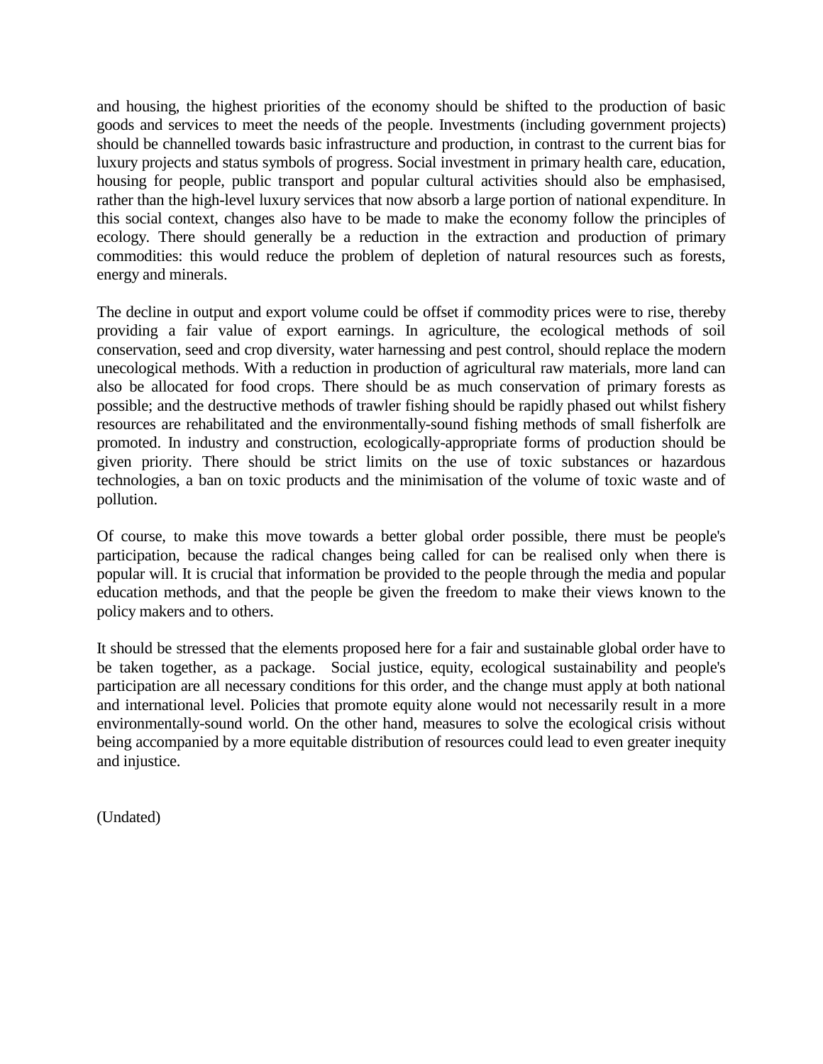and housing, the highest priorities of the economy should be shifted to the production of basic goods and services to meet the needs of the people. Investments (including government projects) should be channelled towards basic infrastructure and production, in contrast to the current bias for luxury projects and status symbols of progress. Social investment in primary health care, education, housing for people, public transport and popular cultural activities should also be emphasised, rather than the high-level luxury services that now absorb a large portion of national expenditure. In this social context, changes also have to be made to make the economy follow the principles of ecology. There should generally be a reduction in the extraction and production of primary commodities: this would reduce the problem of depletion of natural resources such as forests, energy and minerals.

The decline in output and export volume could be offset if commodity prices were to rise, thereby providing a fair value of export earnings. In agriculture, the ecological methods of soil conservation, seed and crop diversity, water harnessing and pest control, should replace the modern unecological methods. With a reduction in production of agricultural raw materials, more land can also be allocated for food crops. There should be as much conservation of primary forests as possible; and the destructive methods of trawler fishing should be rapidly phased out whilst fishery resources are rehabilitated and the environmentally-sound fishing methods of small fisherfolk are promoted. In industry and construction, ecologically-appropriate forms of production should be given priority. There should be strict limits on the use of toxic substances or hazardous technologies, a ban on toxic products and the minimisation of the volume of toxic waste and of pollution.

Of course, to make this move towards a better global order possible, there must be people's participation, because the radical changes being called for can be realised only when there is popular will. It is crucial that information be provided to the people through the media and popular education methods, and that the people be given the freedom to make their views known to the policy makers and to others.

It should be stressed that the elements proposed here for a fair and sustainable global order have to be taken together, as a package. Social justice, equity, ecological sustainability and people's participation are all necessary conditions for this order, and the change must apply at both national and international level. Policies that promote equity alone would not necessarily result in a more environmentally-sound world. On the other hand, measures to solve the ecological crisis without being accompanied by a more equitable distribution of resources could lead to even greater inequity and injustice.

(Undated)